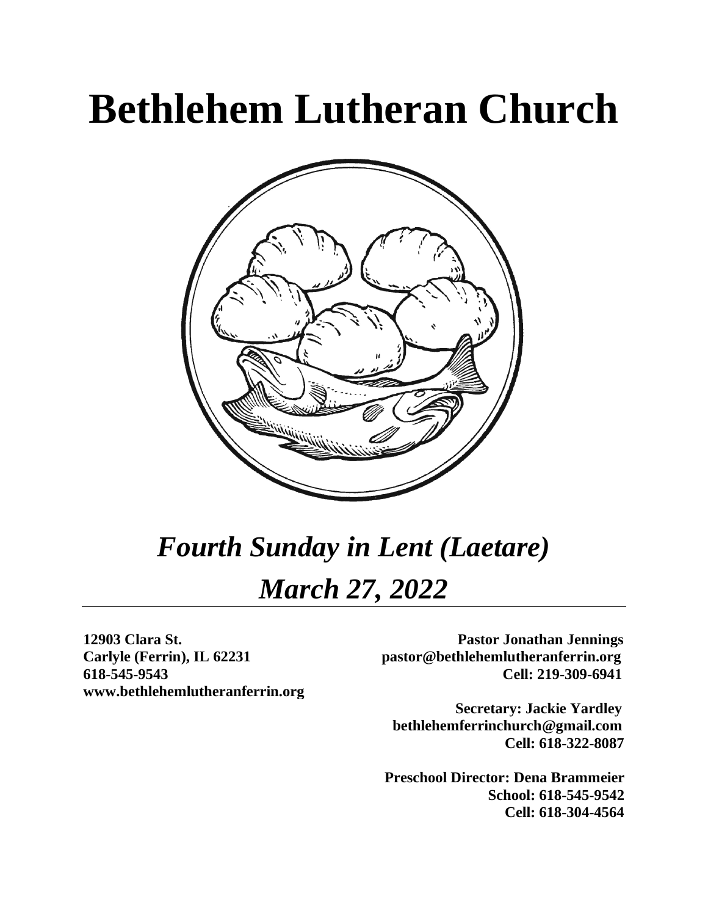# Bethlehem Lutheran Church

## *Fourth Sunday in Lent (Laetare)*

## *March 27, 2022*

**12903 Clara St.**
**Carlyle (Ferrin), IL 62231**
**618-545-9543**
**www.bethlehemlutheranferrin.org**

**Pastor Jonathan Jennings**
**pastor@bethlehemlutheranferrin.org**
**Cell: 219-309-6941**

**Secretary: Jackie Yardley**
**bethlehemferrinchurch@gmail.com**
**Cell: 618-322-8087**

**Preschool Director: Dena Brammeier**
**School: 618-545-9542**
**Cell: 618-304-4564**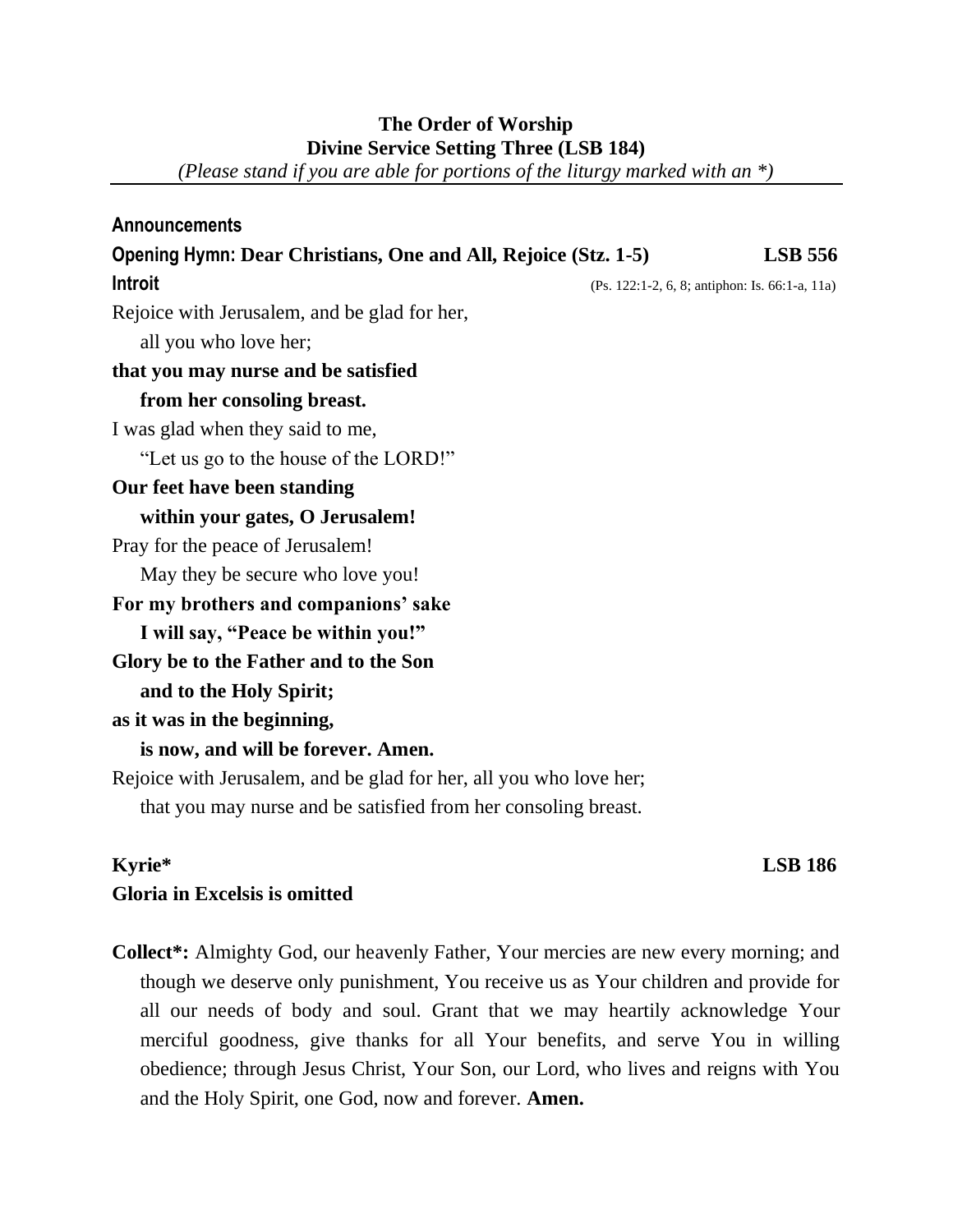**The Order of Worship**
**Divine Service Setting Three (LSB 184)**
*(Please stand if you are able for portions of the liturgy marked with an *)*

---

**Announcements**

**Opening Hymn: Dear Christians, One and All, Rejoice (Stz. 1-5)** **LSB 556**

**Introit** (Ps. 122:1-2, 6, 8; antiphon: Is. 66:1-a, 11a)

Rejoice with Jerusalem, and be glad for her,
  all you who love her;
**that you may nurse and be satisfied**
  **from her consoling breast.**
I was glad when they said to me,
  "Let us go to the house of the LORD!"
**Our feet have been standing**
  **within your gates, O Jerusalem!**
Pray for the peace of Jerusalem!
  May they be secure who love you!
**For my brothers and companions' sake**
  **I will say, "Peace be within you!"**
**Glory be to the Father and to the Son**
  **and to the Holy Spirit;**
**as it was in the beginning,**
  **is now, and will be forever. Amen.**
Rejoice with Jerusalem, and be glad for her, all you who love her;
  that you may nurse and be satisfied from her consoling breast.

**Kyrie*** **LSB 186**
**Gloria in Excelsis is omitted**

**Collect*:** Almighty God, our heavenly Father, Your mercies are new every morning; and though we deserve only punishment, You receive us as Your children and provide for all our needs of body and soul. Grant that we may heartily acknowledge Your merciful goodness, give thanks for all Your benefits, and serve You in willing obedience; through Jesus Christ, Your Son, our Lord, who lives and reigns with You and the Holy Spirit, one God, now and forever. **Amen.**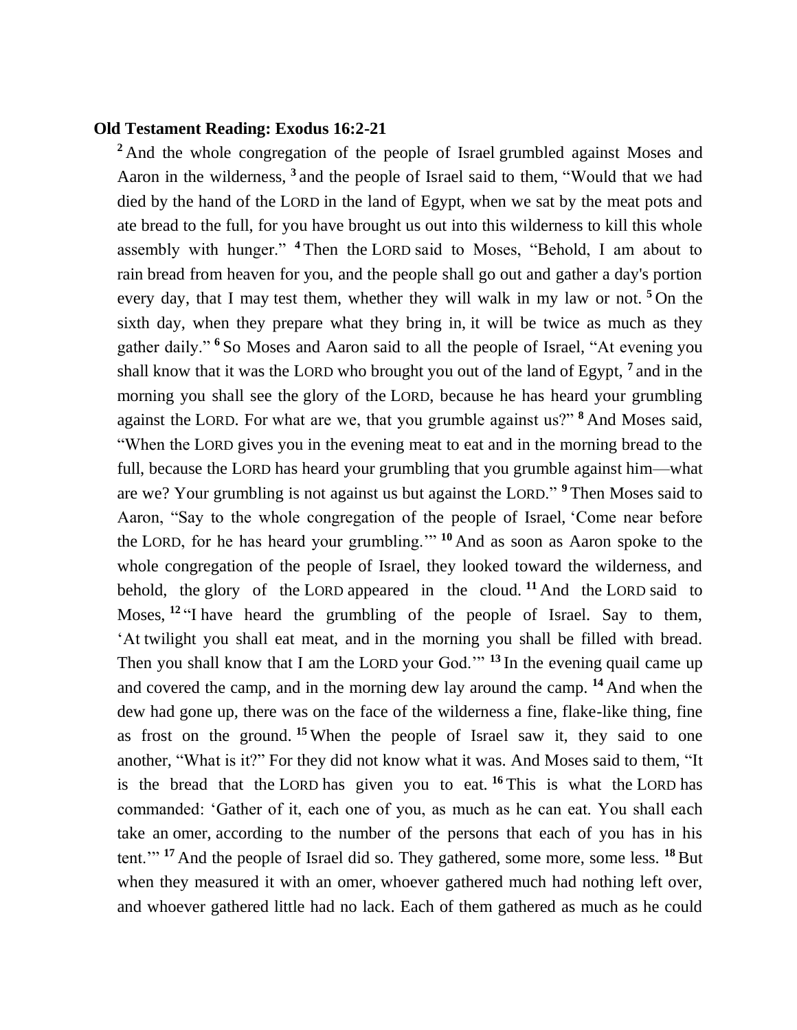**Old Testament Reading: Exodus 16:2-21**

[2] And the whole congregation of the people of Israel grumbled against Moses and Aaron in the wilderness, [3] and the people of Israel said to them, "Would that we had died by the hand of the LORD in the land of Egypt, when we sat by the meat pots and ate bread to the full, for you have brought us out into this wilderness to kill this whole assembly with hunger." [4] Then the LORD said to Moses, "Behold, I am about to rain bread from heaven for you, and the people shall go out and gather a day's portion every day, that I may test them, whether they will walk in my law or not. [5] On the sixth day, when they prepare what they bring in, it will be twice as much as they gather daily." [6] So Moses and Aaron said to all the people of Israel, "At evening you shall know that it was the LORD who brought you out of the land of Egypt, [7] and in the morning you shall see the glory of the LORD, because he has heard your grumbling against the LORD. For what are we, that you grumble against us?" [8] And Moses said, "When the LORD gives you in the evening meat to eat and in the morning bread to the full, because the LORD has heard your grumbling that you grumble against him—what are we? Your grumbling is not against us but against the LORD." [9] Then Moses said to Aaron, "Say to the whole congregation of the people of Israel, 'Come near before the LORD, for he has heard your grumbling.'" [10] And as soon as Aaron spoke to the whole congregation of the people of Israel, they looked toward the wilderness, and behold, the glory of the LORD appeared in the cloud. [11] And the LORD said to Moses, [12] "I have heard the grumbling of the people of Israel. Say to them, 'At twilight you shall eat meat, and in the morning you shall be filled with bread. Then you shall know that I am the LORD your God.'" [13] In the evening quail came up and covered the camp, and in the morning dew lay around the camp. [14] And when the dew had gone up, there was on the face of the wilderness a fine, flake-like thing, fine as frost on the ground. [15] When the people of Israel saw it, they said to one another, "What is it?" For they did not know what it was. And Moses said to them, "It is the bread that the LORD has given you to eat. [16] This is what the LORD has commanded: 'Gather of it, each one of you, as much as he can eat. You shall each take an omer, according to the number of the persons that each of you has in his tent.'" [17] And the people of Israel did so. They gathered, some more, some less. [18] But when they measured it with an omer, whoever gathered much had nothing left over, and whoever gathered little had no lack. Each of them gathered as much as he could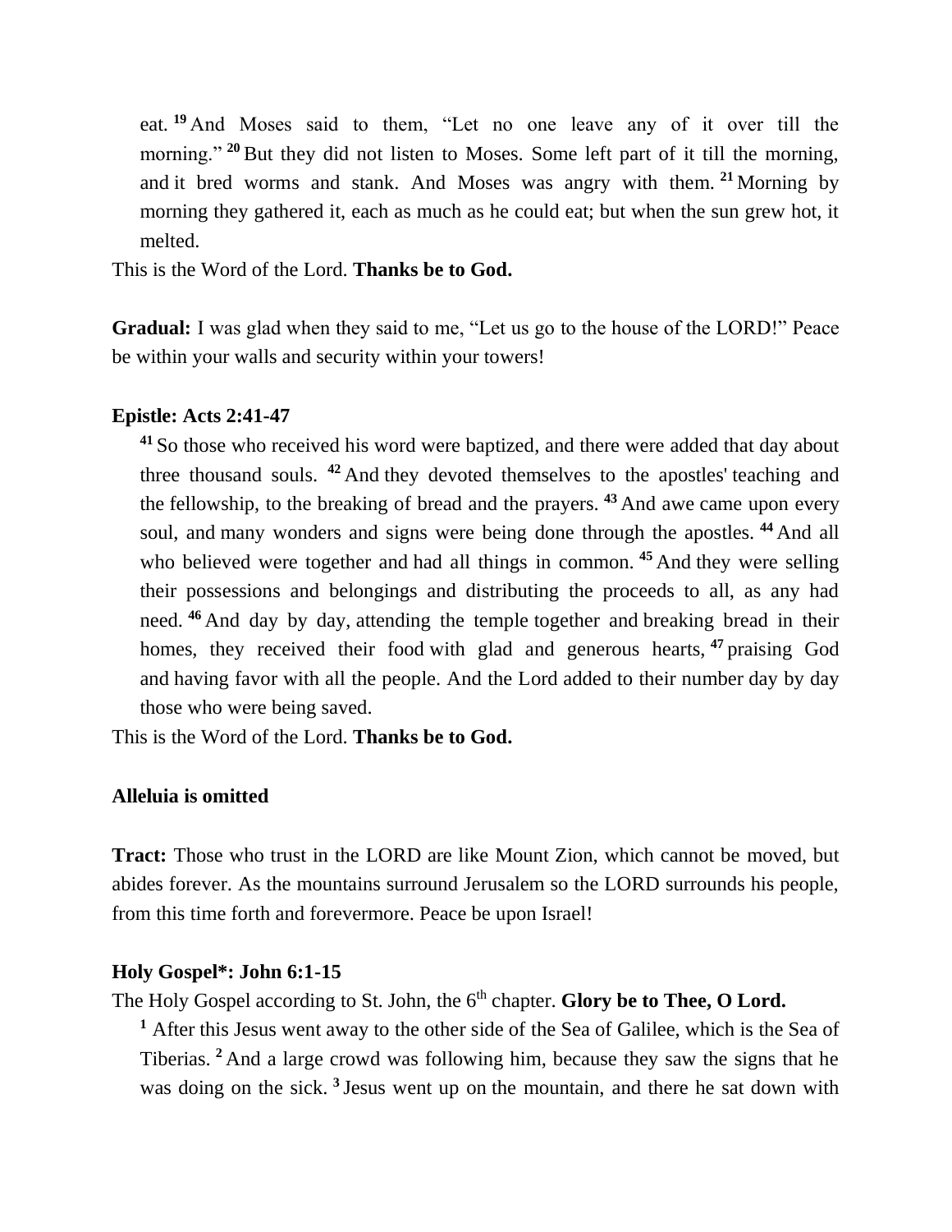eat. [19] And Moses said to them, "Let no one leave any of it over till the morning." [20] But they did not listen to Moses. Some left part of it till the morning, and it bred worms and stank. And Moses was angry with them. [21] Morning by morning they gathered it, each as much as he could eat; but when the sun grew hot, it melted.

This is the Word of the Lord. **Thanks be to God.**

**Gradual:** I was glad when they said to me, "Let us go to the house of the LORD!" Peace be within your walls and security within your towers!

**Epistle: Acts 2:41-47**

[41] So those who received his word were baptized, and there were added that day about three thousand souls. [42] And they devoted themselves to the apostles' teaching and the fellowship, to the breaking of bread and the prayers. [43] And awe came upon every soul, and many wonders and signs were being done through the apostles. [44] And all who believed were together and had all things in common. [45] And they were selling their possessions and belongings and distributing the proceeds to all, as any had need. [46] And day by day, attending the temple together and breaking bread in their homes, they received their food with glad and generous hearts, [47] praising God and having favor with all the people. And the Lord added to their number day by day those who were being saved.

This is the Word of the Lord. **Thanks be to God.**

**Alleluia is omitted**

**Tract:** Those who trust in the LORD are like Mount Zion, which cannot be moved, but abides forever. As the mountains surround Jerusalem so the LORD surrounds his people, from this time forth and forevermore. Peace be upon Israel!

**Holy Gospel*: John 6:1-15**

The Holy Gospel according to St. John, the 6th chapter. **Glory be to Thee, O Lord.**

[1] After this Jesus went away to the other side of the Sea of Galilee, which is the Sea of Tiberias. [2] And a large crowd was following him, because they saw the signs that he was doing on the sick. [3] Jesus went up on the mountain, and there he sat down with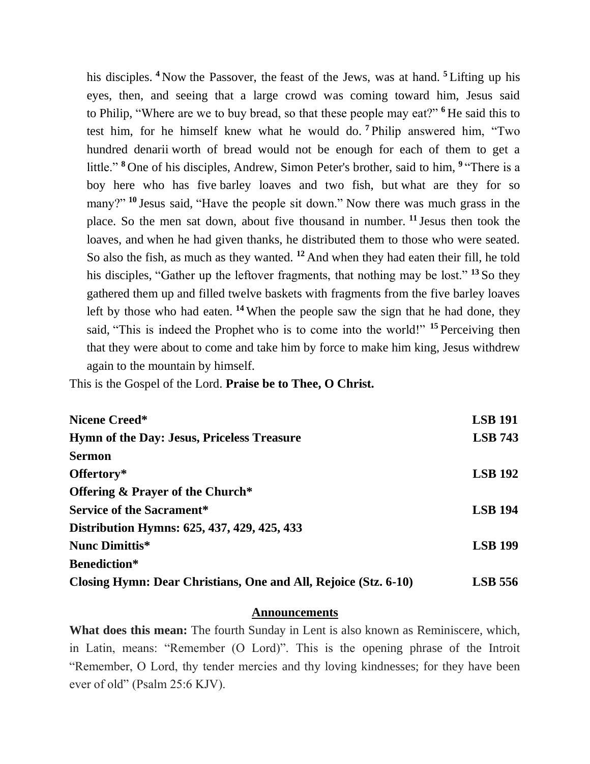his disciples. [4] Now the Passover, the feast of the Jews, was at hand. [5] Lifting up his eyes, then, and seeing that a large crowd was coming toward him, Jesus said to Philip, "Where are we to buy bread, so that these people may eat?" [6] He said this to test him, for he himself knew what he would do. [7] Philip answered him, "Two hundred denarii worth of bread would not be enough for each of them to get a little." [8] One of his disciples, Andrew, Simon Peter's brother, said to him, [9] "There is a boy here who has five barley loaves and two fish, but what are they for so many?" [10] Jesus said, "Have the people sit down." Now there was much grass in the place. So the men sat down, about five thousand in number. [11] Jesus then took the loaves, and when he had given thanks, he distributed them to those who were seated. So also the fish, as much as they wanted. [12] And when they had eaten their fill, he told his disciples, "Gather up the leftover fragments, that nothing may be lost." [13] So they gathered them up and filled twelve baskets with fragments from the five barley loaves left by those who had eaten. [14] When the people saw the sign that he had done, they said, "This is indeed the Prophet who is to come into the world!" [15] Perceiving then that they were about to come and take him by force to make him king, Jesus withdrew again to the mountain by himself.

This is the Gospel of the Lord. **Praise be to Thee, O Christ.**

**Nicene Creed*** **LSB 191**

**Hymn of the Day: Jesus, Priceless Treasure** **LSB 743**

**Sermon**

**Offertory*** **LSB 192**

**Offering & Prayer of the Church***

**Service of the Sacrament*** **LSB 194**

**Distribution Hymns: 625, 437, 429, 425, 433**

**Nunc Dimittis*** **LSB 199**

**Benediction***

**Closing Hymn: Dear Christians, One and All, Rejoice (Stz. 6-10)** **LSB 556**

## Announcements

**What does this mean:** The fourth Sunday in Lent is also known as Reminiscere, which, in Latin, means: "Remember (O Lord)". This is the opening phrase of the Introit "Remember, O Lord, thy tender mercies and thy loving kindnesses; for they have been ever of old" (Psalm 25:6 KJV).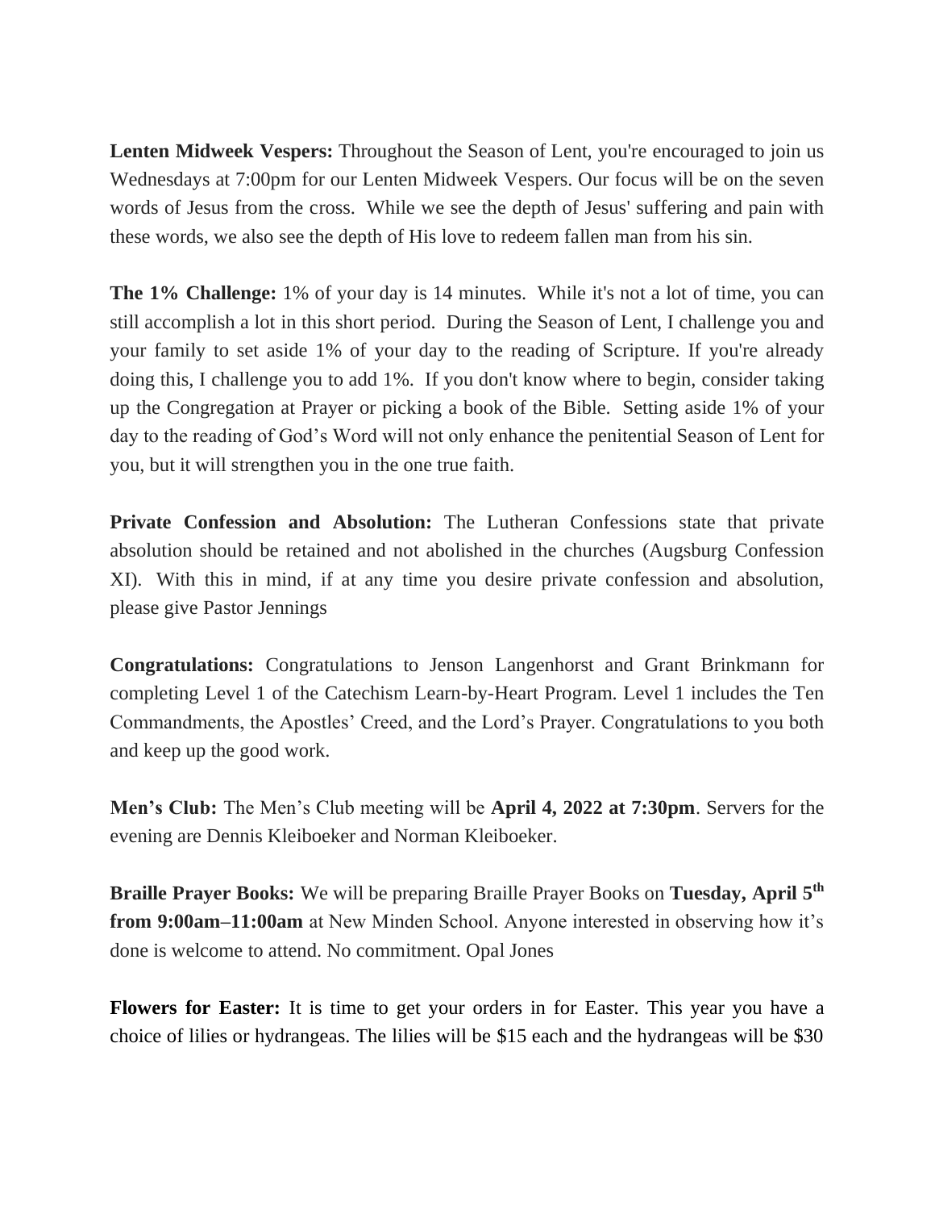**Lenten Midweek Vespers:** Throughout the Season of Lent, you're encouraged to join us Wednesdays at 7:00pm for our Lenten Midweek Vespers. Our focus will be on the seven words of Jesus from the cross. While we see the depth of Jesus' suffering and pain with these words, we also see the depth of His love to redeem fallen man from his sin.

**The 1% Challenge:** 1% of your day is 14 minutes. While it's not a lot of time, you can still accomplish a lot in this short period. During the Season of Lent, I challenge you and your family to set aside 1% of your day to the reading of Scripture. If you're already doing this, I challenge you to add 1%. If you don't know where to begin, consider taking up the Congregation at Prayer or picking a book of the Bible. Setting aside 1% of your day to the reading of God's Word will not only enhance the penitential Season of Lent for you, but it will strengthen you in the one true faith.

**Private Confession and Absolution:** The Lutheran Confessions state that private absolution should be retained and not abolished in the churches (Augsburg Confession XI). With this in mind, if at any time you desire private confession and absolution, please give Pastor Jennings

**Congratulations:** Congratulations to Jenson Langenhorst and Grant Brinkmann for completing Level 1 of the Catechism Learn-by-Heart Program. Level 1 includes the Ten Commandments, the Apostles' Creed, and the Lord's Prayer. Congratulations to you both and keep up the good work.

**Men's Club:** The Men's Club meeting will be **April 4, 2022 at 7:30pm**. Servers for the evening are Dennis Kleiboeker and Norman Kleiboeker.

**Braille Prayer Books:** We will be preparing Braille Prayer Books on **Tuesday, April 5th from 9:00am–11:00am** at New Minden School. Anyone interested in observing how it's done is welcome to attend. No commitment. Opal Jones

**Flowers for Easter:** It is time to get your orders in for Easter. This year you have a choice of lilies or hydrangeas. The lilies will be $15 each and the hydrangeas will be $30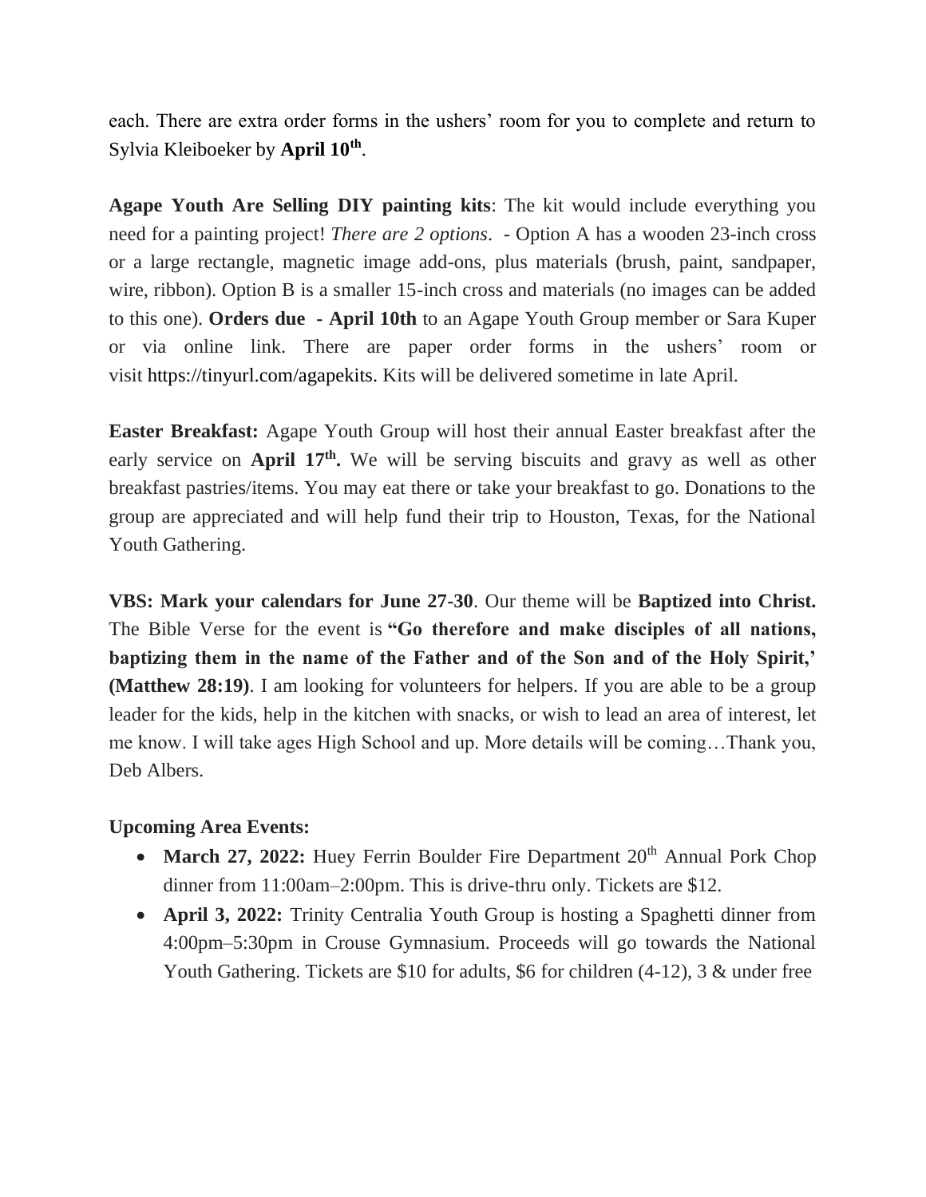each. There are extra order forms in the ushers' room for you to complete and return to Sylvia Kleiboeker by **April 10th**.

**Agape Youth Are Selling DIY painting kits**: The kit would include everything you need for a painting project! *There are 2 options*. - Option A has a wooden 23-inch cross or a large rectangle, magnetic image add-ons, plus materials (brush, paint, sandpaper, wire, ribbon). Option B is a smaller 15-inch cross and materials (no images can be added to this one). **Orders due - April 10th** to an Agape Youth Group member or Sara Kuper or via online link. There are paper order forms in the ushers' room or visit https://tinyurl.com/agapekits. Kits will be delivered sometime in late April.

**Easter Breakfast:** Agape Youth Group will host their annual Easter breakfast after the early service on **April 17th.** We will be serving biscuits and gravy as well as other breakfast pastries/items. You may eat there or take your breakfast to go. Donations to the group are appreciated and will help fund their trip to Houston, Texas, for the National Youth Gathering.

**VBS: Mark your calendars for June 27-30**. Our theme will be **Baptized into Christ.** The Bible Verse for the event is **"Go therefore and make disciples of all nations, baptizing them in the name of the Father and of the Son and of the Holy Spirit,' (Matthew 28:19)**. I am looking for volunteers for helpers. If you are able to be a group leader for the kids, help in the kitchen with snacks, or wish to lead an area of interest, let me know. I will take ages High School and up. More details will be coming…Thank you, Deb Albers.

**Upcoming Area Events:**

- **March 27, 2022:** Huey Ferrin Boulder Fire Department 20th Annual Pork Chop dinner from 11:00am–2:00pm. This is drive-thru only. Tickets are $12.
- **April 3, 2022:** Trinity Centralia Youth Group is hosting a Spaghetti dinner from 4:00pm–5:30pm in Crouse Gymnasium. Proceeds will go towards the National Youth Gathering. Tickets are $10 for adults, $6 for children (4-12), 3 & under free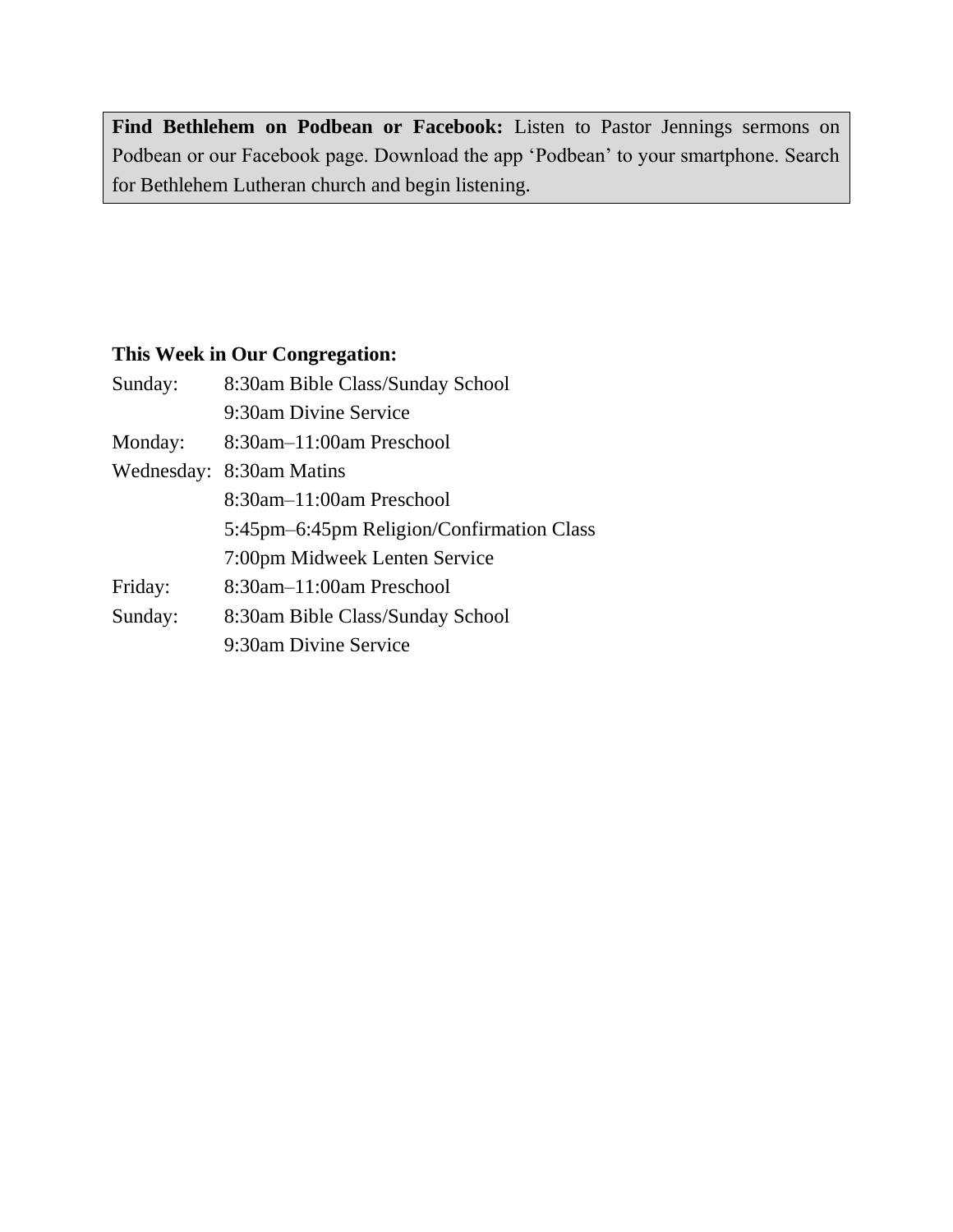**Find Bethlehem on Podbean or Facebook:** Listen to Pastor Jennings sermons on Podbean or our Facebook page. Download the app 'Podbean' to your smartphone. Search for Bethlehem Lutheran church and begin listening.

**This Week in Our Congregation:**

| | |
|---|---|
| Sunday: | 8:30am Bible Class/Sunday School |
| | 9:30am Divine Service |
| Monday: | 8:30am–11:00am Preschool |
| Wednesday: | 8:30am Matins |
| | 8:30am–11:00am Preschool |
| | 5:45pm–6:45pm Religion/Confirmation Class |
| | 7:00pm Midweek Lenten Service |
| Friday: | 8:30am–11:00am Preschool |
| Sunday: | 8:30am Bible Class/Sunday School |
| | 9:30am Divine Service |